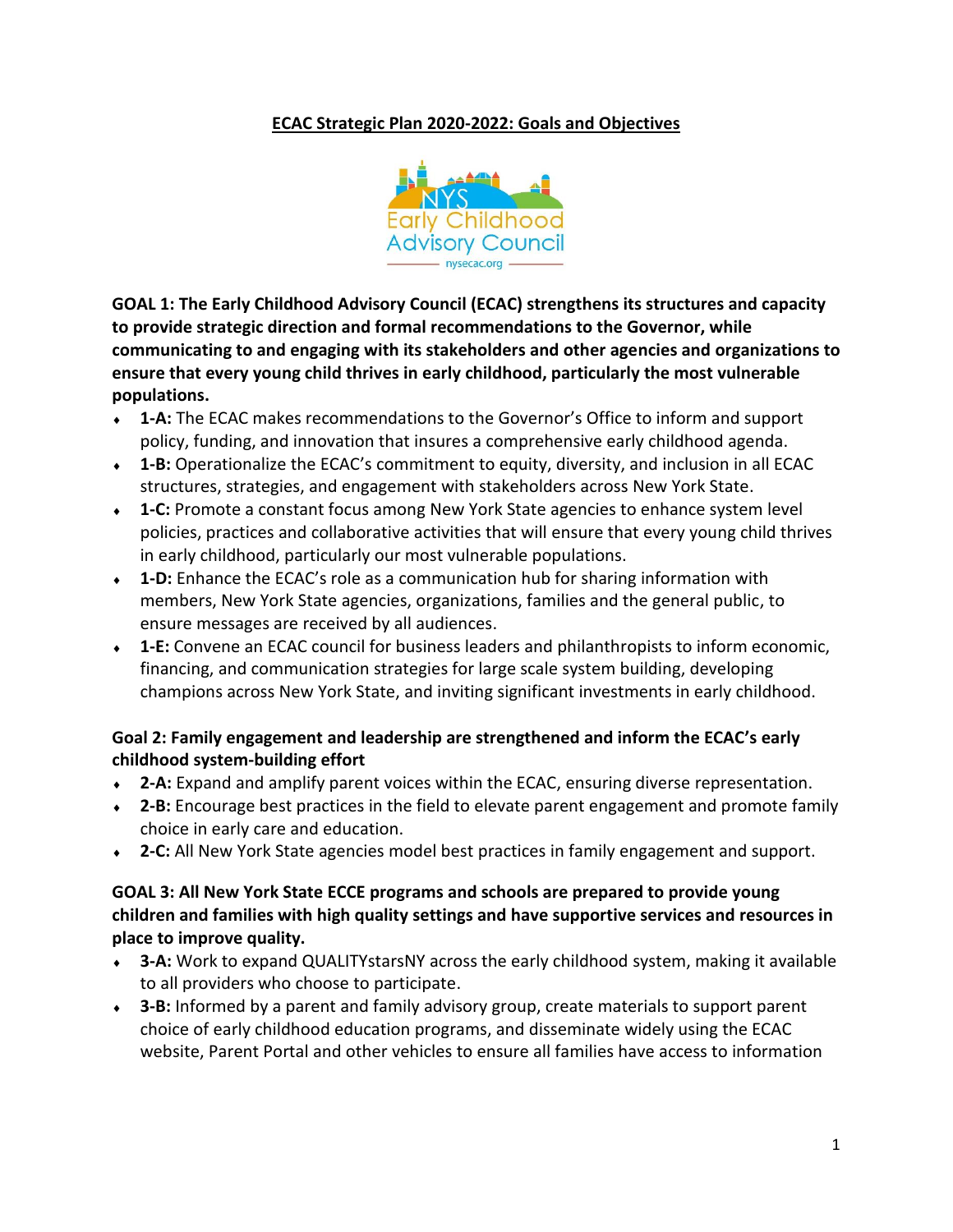# ECAC Strategic Plan 2020-2022: Goals and Objectives

**GOAL 1: The Early Childhood Advisory Council (ECAC) strengthens its structures and capacity to provide strategic direction and formal recommendations to the Governor, while communicating to and engaging with its stakeholders and other agencies and organizations to ensure that every young child thrives in early childhood, particularly the most vulnerable populations.**

- **1-A:** The ECAC makes recommendations to the Governor's Office to inform and support policy, funding, and innovation that insures a comprehensive early childhood agenda.
- **1-B:** Operationalize the ECAC's commitment to equity, diversity, and inclusion in all ECAC structures, strategies, and engagement with stakeholders across New York State.
- **1-C:** Promote a constant focus among New York State agencies to enhance system level policies, practices and collaborative activities that will ensure that every young child thrives in early childhood, particularly our most vulnerable populations.
- **1-D:** Enhance the ECAC's role as a communication hub for sharing information with members, New York State agencies, organizations, families and the general public, to ensure messages are received by all audiences.
- **1-E:** Convene an ECAC council for business leaders and philanthropists to inform economic, financing, and communication strategies for large scale system building, developing champions across New York State, and inviting significant investments in early childhood.

**Goal 2: Family engagement and leadership are strengthened and inform the ECAC's early childhood system-building effort**

- **2-A:** Expand and amplify parent voices within the ECAC, ensuring diverse representation.
- **2-B:** Encourage best practices in the field to elevate parent engagement and promote family choice in early care and education.
- **2-C:** All New York State agencies model best practices in family engagement and support.

**GOAL 3: All New York State ECCE programs and schools are prepared to provide young children and families with high quality settings and have supportive services and resources in place to improve quality.**

- **3-A:** Work to expand QUALITYstarsNY across the early childhood system, making it available to all providers who choose to participate.
- **3-B:** Informed by a parent and family advisory group, create materials to support parent choice of early childhood education programs, and disseminate widely using the ECAC website, Parent Portal and other vehicles to ensure all families have access to information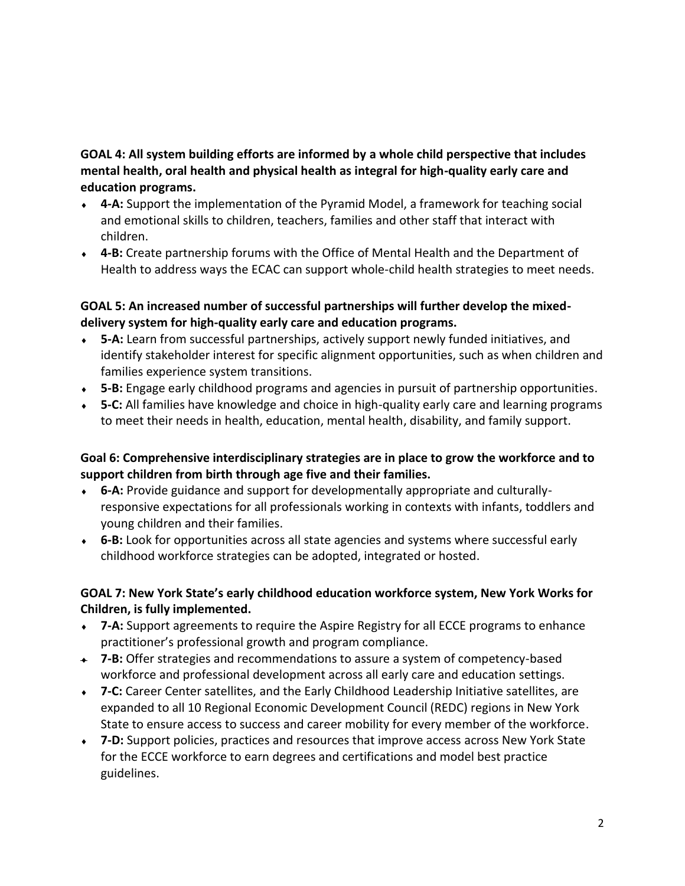**GOAL 4: All system building efforts are informed by a whole child perspective that includes mental health, oral health and physical health as integral for high-quality early care and education programs.**

- **4-A:** Support the implementation of the Pyramid Model, a framework for teaching social and emotional skills to children, teachers, families and other staff that interact with children.
- **4-B:** Create partnership forums with the Office of Mental Health and the Department of Health to address ways the ECAC can support whole-child health strategies to meet needs.

**GOAL 5: An increased number of successful partnerships will further develop the mixed-delivery system for high-quality early care and education programs.**

- **5-A:** Learn from successful partnerships, actively support newly funded initiatives, and identify stakeholder interest for specific alignment opportunities, such as when children and families experience system transitions.
- **5-B:** Engage early childhood programs and agencies in pursuit of partnership opportunities.
- **5-C:** All families have knowledge and choice in high-quality early care and learning programs to meet their needs in health, education, mental health, disability, and family support.

**Goal 6: Comprehensive interdisciplinary strategies are in place to grow the workforce and to support children from birth through age five and their families.**

- **6-A:** Provide guidance and support for developmentally appropriate and culturally-responsive expectations for all professionals working in contexts with infants, toddlers and young children and their families.
- **6-B:** Look for opportunities across all state agencies and systems where successful early childhood workforce strategies can be adopted, integrated or hosted.

**GOAL 7: New York State's early childhood education workforce system, New York Works for Children, is fully implemented.**

- **7-A:** Support agreements to require the Aspire Registry for all ECCE programs to enhance practitioner's professional growth and program compliance.
- **7-B:** Offer strategies and recommendations to assure a system of competency-based workforce and professional development across all early care and education settings.
- **7-C:** Career Center satellites, and the Early Childhood Leadership Initiative satellites, are expanded to all 10 Regional Economic Development Council (REDC) regions in New York State to ensure access to success and career mobility for every member of the workforce.
- **7-D:** Support policies, practices and resources that improve access across New York State for the ECCE workforce to earn degrees and certifications and model best practice guidelines.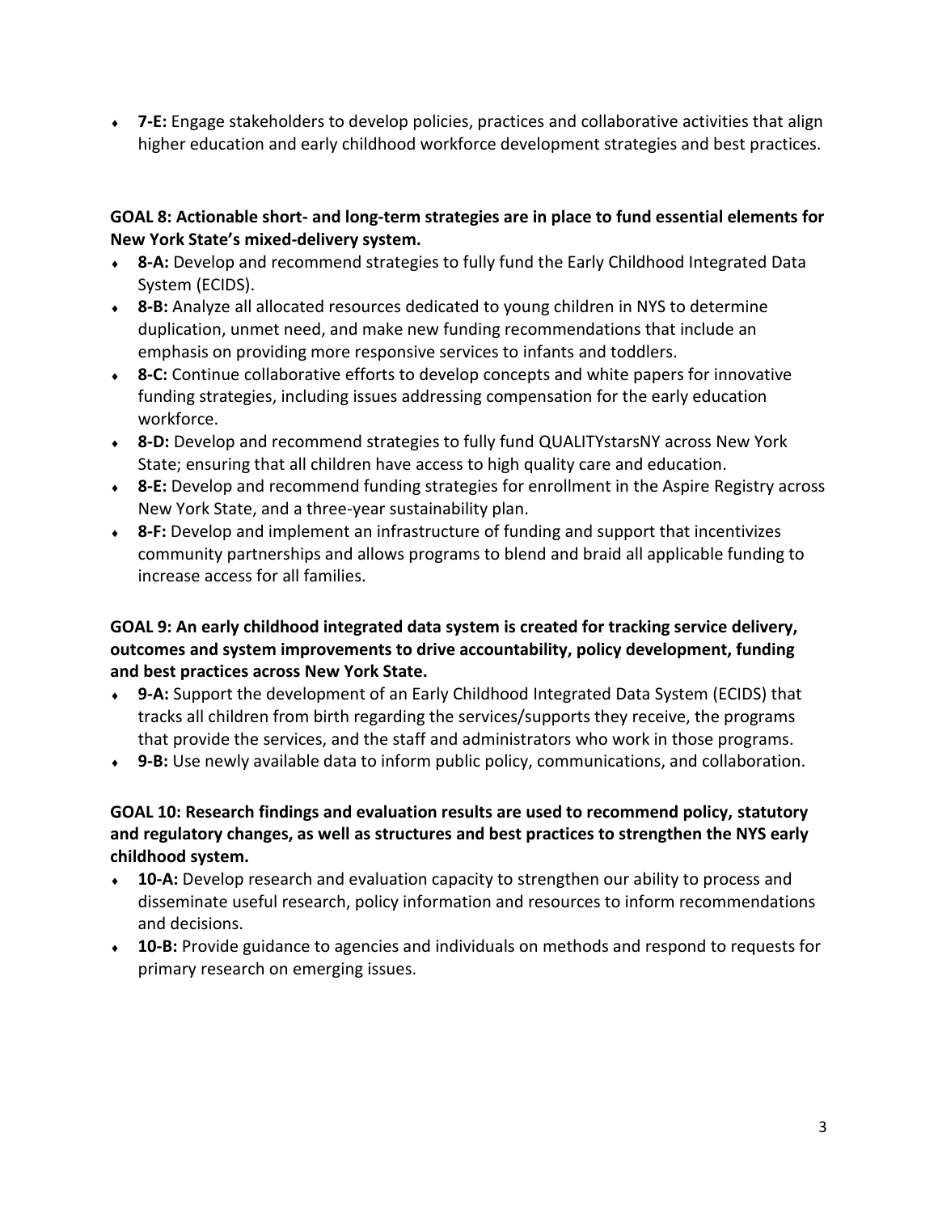- **7-E:** Engage stakeholders to develop policies, practices and collaborative activities that align higher education and early childhood workforce development strategies and best practices.

**GOAL 8: Actionable short- and long-term strategies are in place to fund essential elements for New York State's mixed-delivery system.**

- **8-A:** Develop and recommend strategies to fully fund the Early Childhood Integrated Data System (ECIDS).
- **8-B:** Analyze all allocated resources dedicated to young children in NYS to determine duplication, unmet need, and make new funding recommendations that include an emphasis on providing more responsive services to infants and toddlers.
- **8-C:** Continue collaborative efforts to develop concepts and white papers for innovative funding strategies, including issues addressing compensation for the early education workforce.
- **8-D:** Develop and recommend strategies to fully fund QUALITYstarsNY across New York State; ensuring that all children have access to high quality care and education.
- **8-E:** Develop and recommend funding strategies for enrollment in the Aspire Registry across New York State, and a three-year sustainability plan.
- **8-F:** Develop and implement an infrastructure of funding and support that incentivizes community partnerships and allows programs to blend and braid all applicable funding to increase access for all families.

**GOAL 9: An early childhood integrated data system is created for tracking service delivery, outcomes and system improvements to drive accountability, policy development, funding and best practices across New York State.**

- **9-A:** Support the development of an Early Childhood Integrated Data System (ECIDS) that tracks all children from birth regarding the services/supports they receive, the programs that provide the services, and the staff and administrators who work in those programs.
- **9-B:** Use newly available data to inform public policy, communications, and collaboration.

**GOAL 10: Research findings and evaluation results are used to recommend policy, statutory and regulatory changes, as well as structures and best practices to strengthen the NYS early childhood system.**

- **10-A:** Develop research and evaluation capacity to strengthen our ability to process and disseminate useful research, policy information and resources to inform recommendations and decisions.
- **10-B:** Provide guidance to agencies and individuals on methods and respond to requests for primary research on emerging issues.